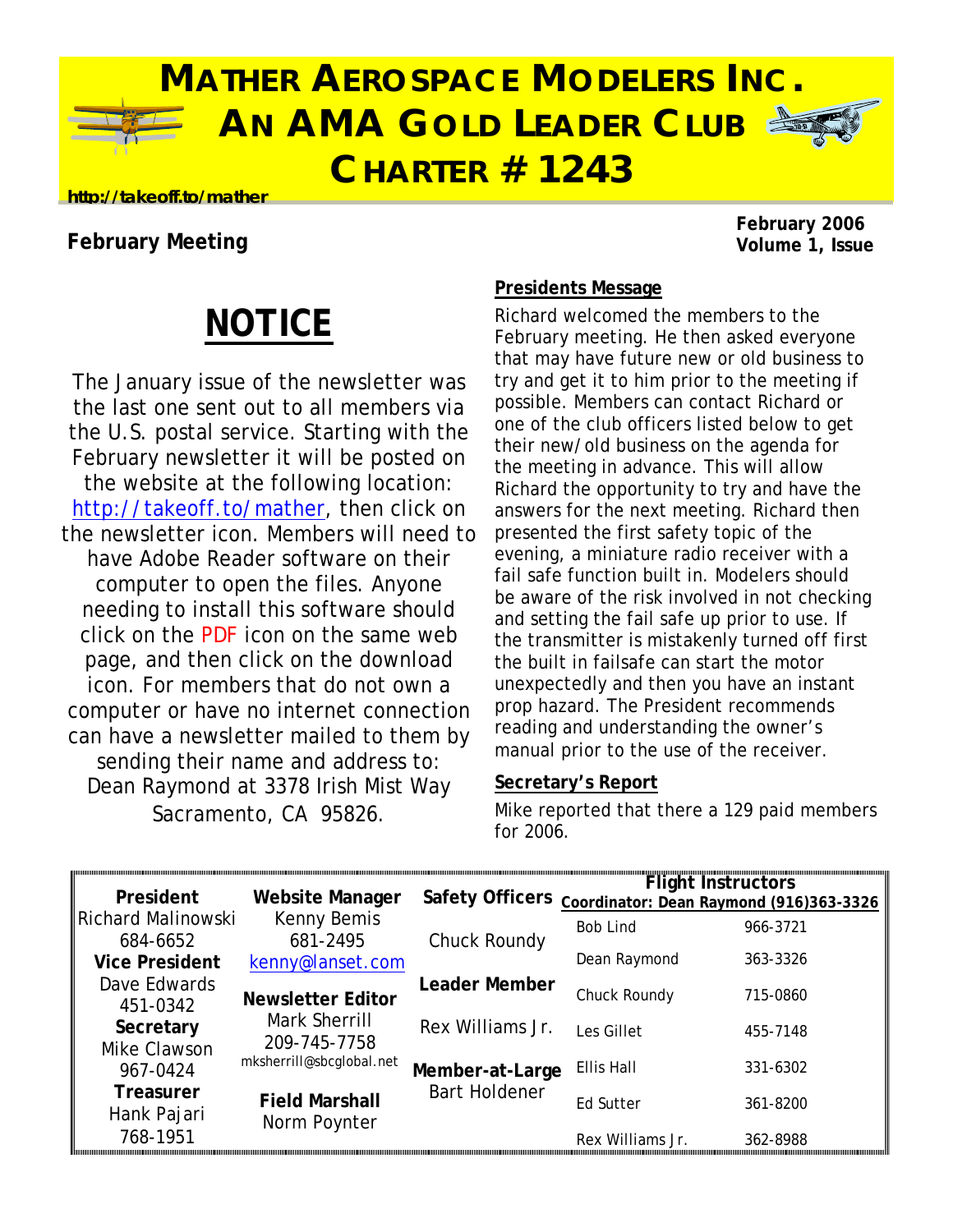# MATHER AEROSPACE MODELERS INC. AN AMA GOLD LEADER CLUB CHARTER # 1243

http://takeoff.to/mather

**February Meeting**

**February 2006**
**Volume 1, Issue**

## NOTICE

The January issue of the newsletter was the last one sent out to all members via the U.S. postal service. Starting with the February newsletter it will be posted on the website at the following location: http://takeoff.to/mather, then click on the newsletter icon. Members will need to have Adobe Reader software on their computer to open the files. Anyone needing to install this software should click on the PDF icon on the same web page, and then click on the download icon. For members that do not own a computer or have no internet connection can have a newsletter mailed to them by sending their name and address to: Dean Raymond at 3378 Irish Mist Way Sacramento, CA 95826.

### Presidents Message

Richard welcomed the members to the February meeting. He then asked everyone that may have future new or old business to try and get it to him prior to the meeting if possible. Members can contact Richard or one of the club officers listed below to get their new/old business on the agenda for the meeting in advance. This will allow Richard the opportunity to try and have the answers for the next meeting. Richard then presented the first safety topic of the evening, a miniature radio receiver with a fail safe function built in. Modelers should be aware of the risk involved in not checking and setting the fail safe up prior to use. If the transmitter is mistakenly turned off first the built in failsafe can start the motor unexpectedly and then you have an instant prop hazard. The President recommends reading and understanding the owner's manual prior to the use of the receiver.

### Secretary's Report

Mike reported that there a 129 paid members for 2006.

| President | Website Manager | Safety Officers | Flight Instructors Coordinator: Dean Raymond (916)363-3326 | |
|---|---|---|---|---|
| Richard Malinowski 684-6652 | Kenny Bemis 681-2495 kenny@lanset.com | Chuck Roundy | Bob Lind | 966-3721 |
| **Vice President** Dave Edwards 451-0342 | **Newsletter Editor** Mark Sherrill 209-745-7758 mksherrill@sbcglobal.net | **Leader Member** Rex Williams Jr. | Dean Raymond | 363-3326 |
| **Secretary** Mike Clawson 967-0424 | | | Chuck Roundy | 715-0860 |
| **Treasurer** Hank Pajari 768-1951 | **Field Marshall** Norm Poynter | **Member-at-Large** Bart Holdener | Les Gillet | 455-7148 |
| | | | Ellis Hall | 331-6302 |
| | | | Ed Sutter | 361-8200 |
| | | | Rex Williams Jr. | 362-8988 |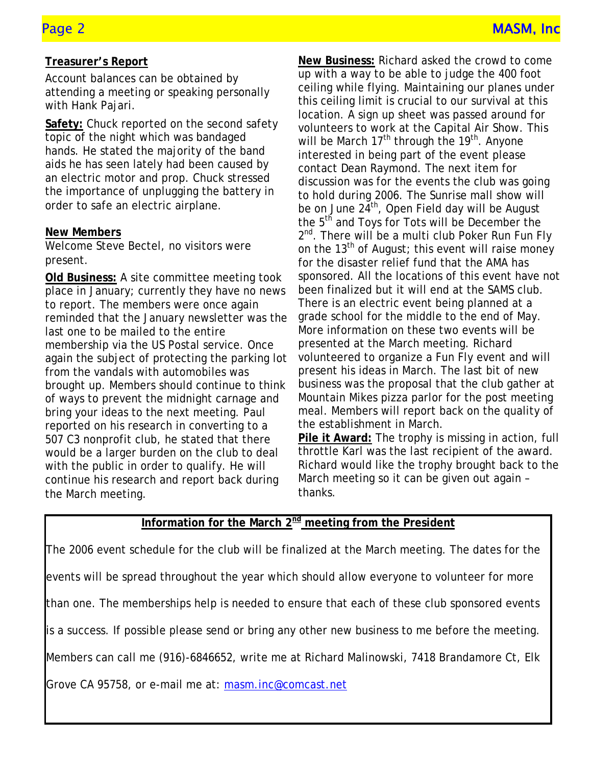**Treasurer's Report**

Account balances can be obtained by attending a meeting or speaking personally with Hank Pajari.

**Safety:** Chuck reported on the second safety topic of the night which was bandaged hands. He stated the majority of the band aids he has seen lately had been caused by an electric motor and prop. Chuck stressed the importance of unplugging the battery in order to safe an electric airplane.

**New Members**

Welcome Steve Bectel, no visitors were present.

**Old Business:** A site committee meeting took place in January; currently they have no news to report. The members were once again reminded that the January newsletter was the last one to be mailed to the entire membership via the US Postal service. Once again the subject of protecting the parking lot from the vandals with automobiles was brought up. Members should continue to think of ways to prevent the midnight carnage and bring your ideas to the next meeting. Paul reported on his research in converting to a 507 C3 nonprofit club, he stated that there would be a larger burden on the club to deal with the public in order to qualify. He will continue his research and report back during the March meeting.

**New Business:** Richard asked the crowd to come up with a way to be able to judge the 400 foot ceiling while flying. Maintaining our planes under this ceiling limit is crucial to our survival at this location. A sign up sheet was passed around for volunteers to work at the Capital Air Show. This will be March 17th through the 19th. Anyone interested in being part of the event please contact Dean Raymond. The next item for discussion was for the events the club was going to hold during 2006. The Sunrise mall show will be on June 24th, Open Field day will be August the 5th and Toys for Tots will be December the 2nd. There will be a multi club Poker Run Fun Fly on the 13th of August; this event will raise money for the disaster relief fund that the AMA has sponsored. All the locations of this event have not been finalized but it will end at the SAMS club. There is an electric event being planned at a grade school for the middle to the end of May. More information on these two events will be presented at the March meeting. Richard volunteered to organize a Fun Fly event and will present his ideas in March. The last bit of new business was the proposal that the club gather at Mountain Mikes pizza parlor for the post meeting meal. Members will report back on the quality of the establishment in March.

**Pile it Award:** The trophy is missing in action, full throttle Karl was the last recipient of the award. Richard would like the trophy brought back to the March meeting so it can be given out again – thanks.

**Information for the March 2nd meeting from the President**

The 2006 event schedule for the club will be finalized at the March meeting. The dates for the events will be spread throughout the year which should allow everyone to volunteer for more than one. The memberships help is needed to ensure that each of these club sponsored events is a success. If possible please send or bring any other new business to me before the meeting. Members can call me (916)-6846652, write me at Richard Malinowski, 7418 Brandamore Ct, Elk Grove CA 95758, or e-mail me at: masm.inc@comcast.net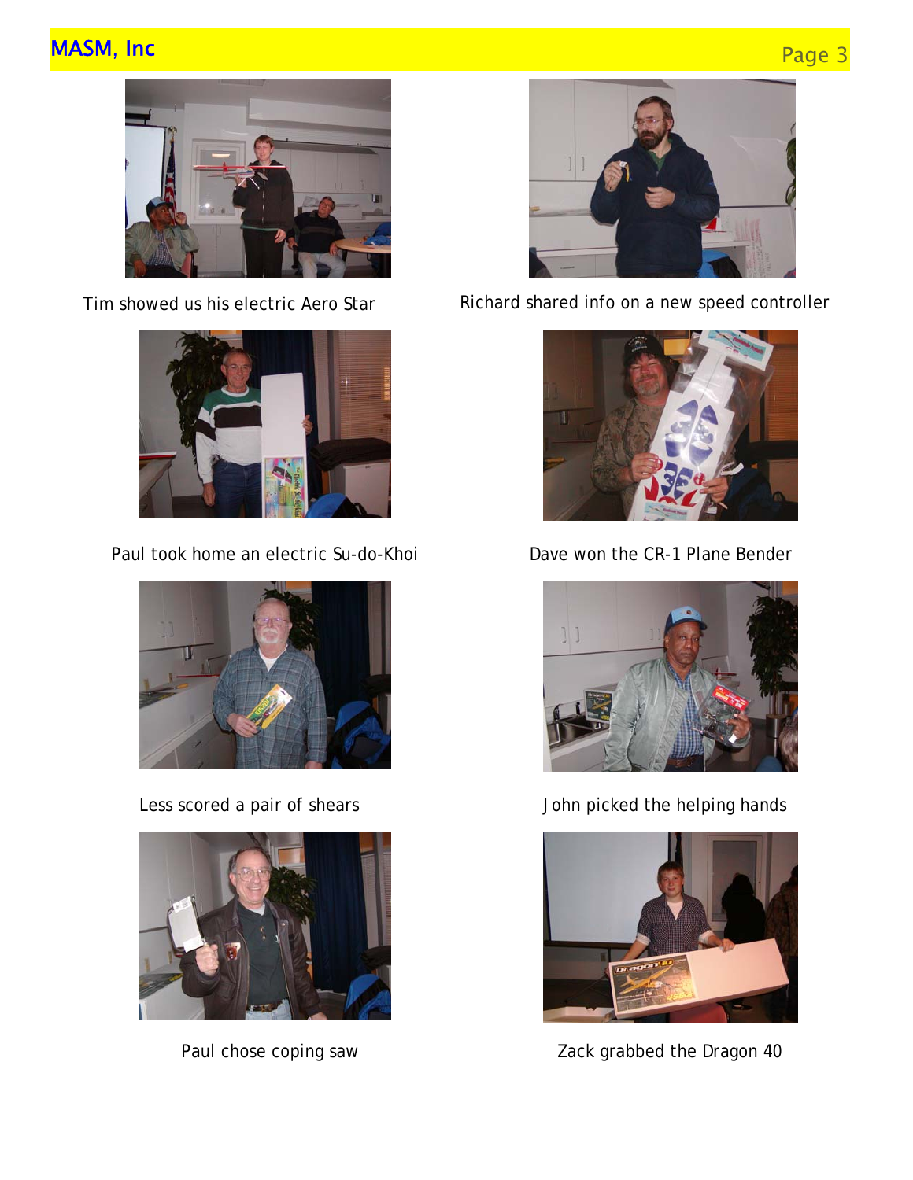Tim showed us his electric Aero Star

Richard shared info on a new speed controller

Paul took home an electric Su-do-Khoi

Dave won the CR-1 Plane Bender

Less scored a pair of shears

John picked the helping hands

Paul chose coping saw

Zack grabbed the Dragon 40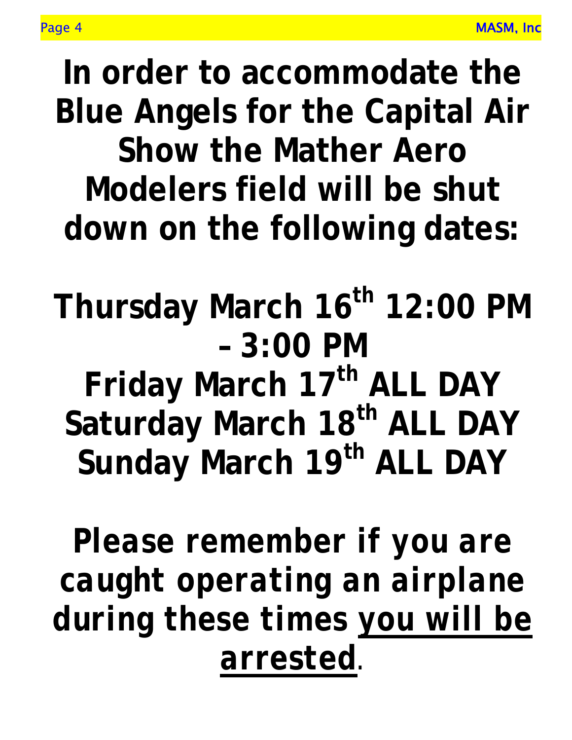**In order to accommodate the Blue Angels for the Capital Air Show the Mather Aero Modelers field will be shut down on the following dates:**

**Thursday March 16th 12:00 PM – 3:00 PM**
**Friday March 17th ALL DAY**
**Saturday March 18th ALL DAY**
**Sunday March 19th ALL DAY**

***Please remember if you are caught operating an airplane during these times <u>you will be arrested</u>.***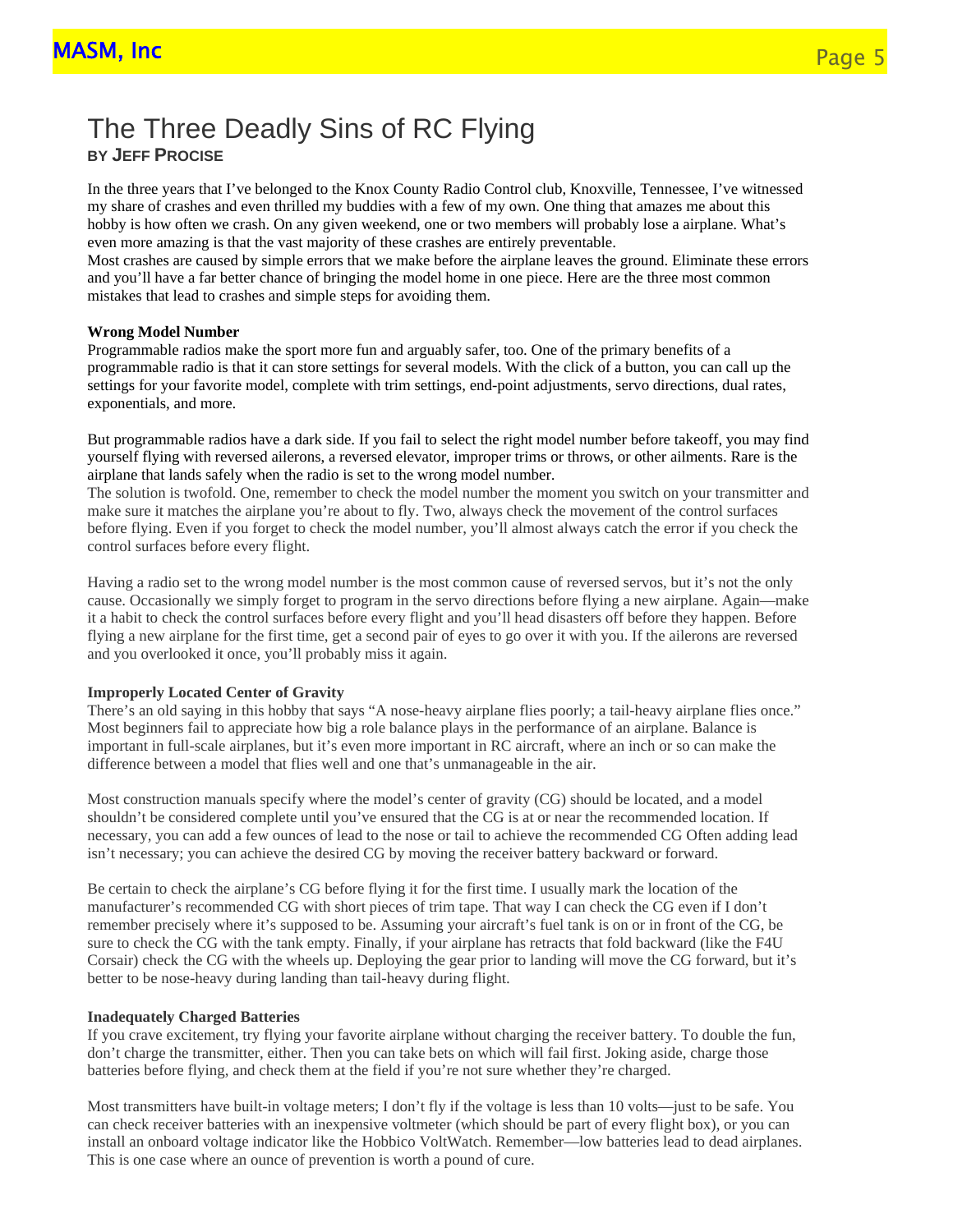# The Three Deadly Sins of RC Flying

**BY JEFF PROCISE**

In the three years that I've belonged to the Knox County Radio Control club, Knoxville, Tennessee, I've witnessed my share of crashes and even thrilled my buddies with a few of my own. One thing that amazes me about this hobby is how often we crash. On any given weekend, one or two members will probably lose a airplane. What's even more amazing is that the vast majority of these crashes are entirely preventable.

Most crashes are caused by simple errors that we make before the airplane leaves the ground. Eliminate these errors and you'll have a far better chance of bringing the model home in one piece. Here are the three most common mistakes that lead to crashes and simple steps for avoiding them.

**Wrong Model Number**

Programmable radios make the sport more fun and arguably safer, too. One of the primary benefits of a programmable radio is that it can store settings for several models. With the click of a button, you can call up the settings for your favorite model, complete with trim settings, end-point adjustments, servo directions, dual rates, exponentials, and more.

But programmable radios have a dark side. If you fail to select the right model number before takeoff, you may find yourself flying with reversed ailerons, a reversed elevator, improper trims or throws, or other ailments. Rare is the airplane that lands safely when the radio is set to the wrong model number.

The solution is twofold. One, remember to check the model number the moment you switch on your transmitter and make sure it matches the airplane you're about to fly. Two, always check the movement of the control surfaces before flying. Even if you forget to check the model number, you'll almost always catch the error if you check the control surfaces before every flight.

Having a radio set to the wrong model number is the most common cause of reversed servos, but it's not the only cause. Occasionally we simply forget to program in the servo directions before flying a new airplane. Again—make it a habit to check the control surfaces before every flight and you'll head disasters off before they happen. Before flying a new airplane for the first time, get a second pair of eyes to go over it with you. If the ailerons are reversed and you overlooked it once, you'll probably miss it again.

**Improperly Located Center of Gravity**

There's an old saying in this hobby that says "A nose-heavy airplane flies poorly; a tail-heavy airplane flies once." Most beginners fail to appreciate how big a role balance plays in the performance of an airplane. Balance is important in full-scale airplanes, but it's even more important in RC aircraft, where an inch or so can make the difference between a model that flies well and one that's unmanageable in the air.

Most construction manuals specify where the model's center of gravity (CG) should be located, and a model shouldn't be considered complete until you've ensured that the CG is at or near the recommended location. If necessary, you can add a few ounces of lead to the nose or tail to achieve the recommended CG Often adding lead isn't necessary; you can achieve the desired CG by moving the receiver battery backward or forward.

Be certain to check the airplane's CG before flying it for the first time. I usually mark the location of the manufacturer's recommended CG with short pieces of trim tape. That way I can check the CG even if I don't remember precisely where it's supposed to be. Assuming your aircraft's fuel tank is on or in front of the CG, be sure to check the CG with the tank empty. Finally, if your airplane has retracts that fold backward (like the F4U Corsair) check the CG with the wheels up. Deploying the gear prior to landing will move the CG forward, but it's better to be nose-heavy during landing than tail-heavy during flight.

**Inadequately Charged Batteries**

If you crave excitement, try flying your favorite airplane without charging the receiver battery. To double the fun, don't charge the transmitter, either. Then you can take bets on which will fail first. Joking aside, charge those batteries before flying, and check them at the field if you're not sure whether they're charged.

Most transmitters have built-in voltage meters; I don't fly if the voltage is less than 10 volts—just to be safe. You can check receiver batteries with an inexpensive voltmeter (which should be part of every flight box), or you can install an onboard voltage indicator like the Hobbico VoltWatch. Remember—low batteries lead to dead airplanes. This is one case where an ounce of prevention is worth a pound of cure.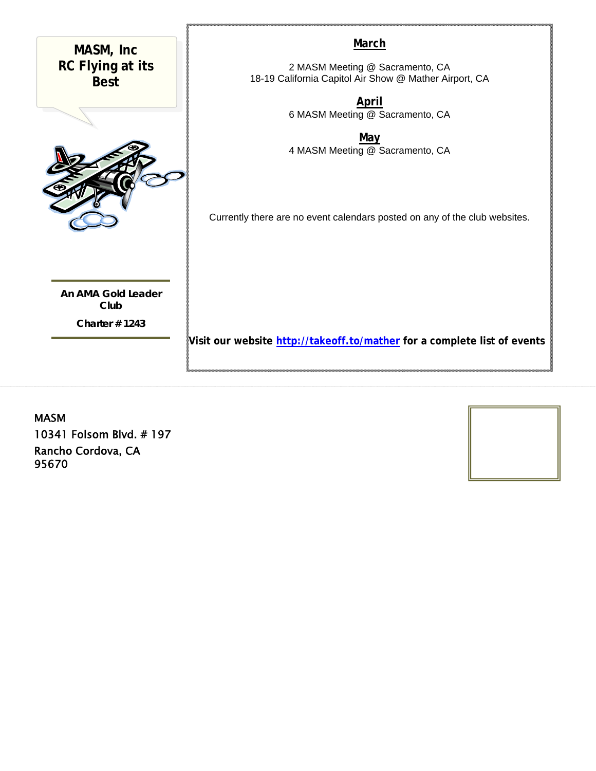**MASM, Inc**
**RC Flying at its Best**

**An AMA Gold Leader Club**

**Charter # 1243**

## March

2 MASM Meeting @ Sacramento, CA
18-19 California Capitol Air Show @ Mather Airport, CA

## April

6 MASM Meeting @ Sacramento, CA

## May

4 MASM Meeting @ Sacramento, CA

Currently there are no event calendars posted on any of the club websites.

**Visit our website [http://takeoff.to/mather](http://takeoff.to/mather) for a complete list of events**

MASM
10341 Folsom Blvd. # 197
Rancho Cordova, CA
95670